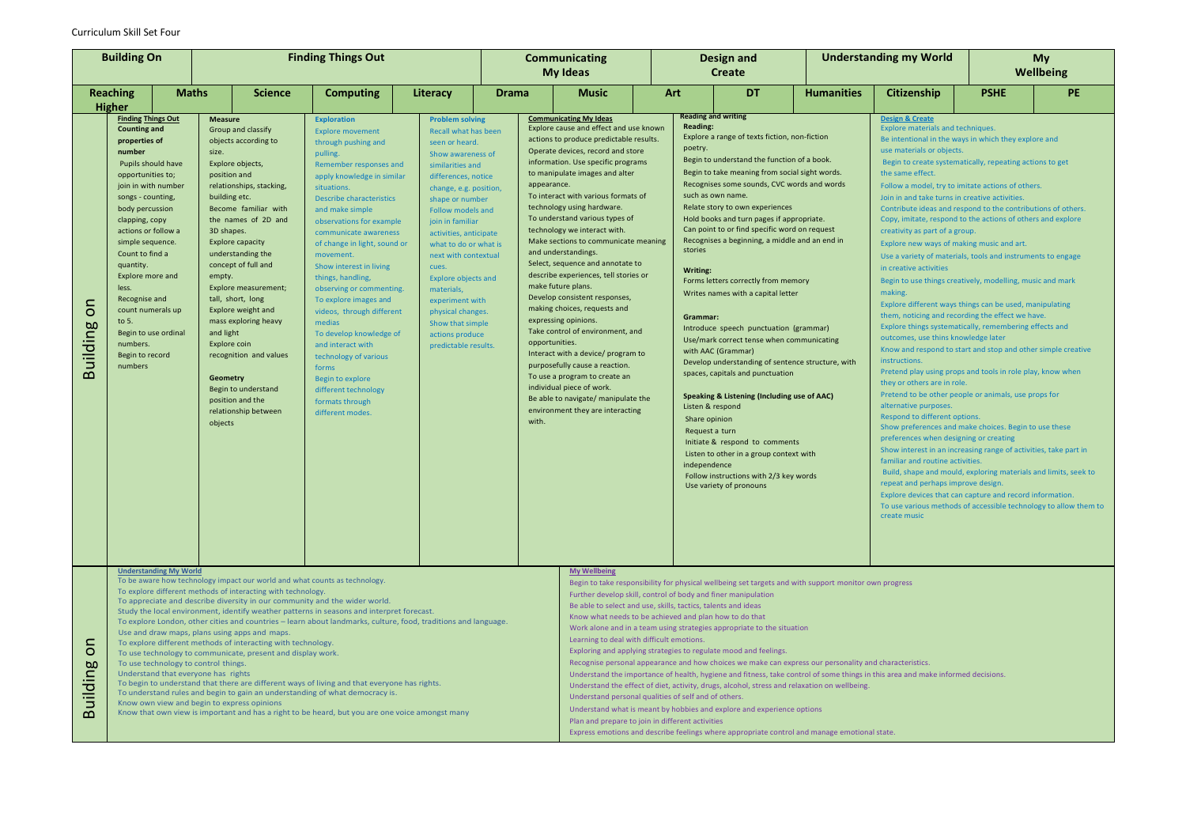Curriculum Skill Set Four

| Building On | | Finding Things Out | | | | Communicating My Ideas | | Design and Create | | Understanding my World | | My Wellbeing | |
|---|---|---|---|---|---|---|---|---|---|---|---|---|---|
| Reaching Higher | Maths | Science | Computing | Literacy | Drama | Music | Art | DT | Humanities | Citizenship | PSHE | PE | |

## Building On

**Finding Things Out**

**Counting and properties of number**

Pupils should have opportunities to; join in with number songs - counting, body percussion clapping, copy actions or follow a simple sequence.
Count to find a quantity.
Explore more and less.
Recognise and count numerals up to 5.
Begin to use ordinal numbers.
Begin to record numbers

**Measure**

Group and classify objects according to size.
Explore objects, position and relationships, stacking, building etc.
Become familiar with the names of 2D and 3D shapes.
Explore capacity understanding the concept of full and empty.
Explore measurement; tall, short, long
Explore weight and mass exploring heavy and light
Explore coin recognition and values

**Geometry**

Begin to understand position and the relationship between objects

**Exploration**

Explore movement through pushing and pulling.
Remember responses and apply knowledge in similar situations.
Describe characteristics and make simple observations for example communicate awareness of change in light, sound or movement.
Show interest in living things, handling, observing or commenting.
To explore images and videos, through different medias
To develop knowledge of and interact with technology of various forms
Begin to explore different technology formats through different modes.

**Problem solving**

Recall what has been seen or heard.
Show awareness of similarities and differences, notice change, e.g. position, shape or number
Follow models and join in familiar activities, anticipate what to do or what is next with contextual cues.
Explore objects and materials, experiment with physical changes.
Show that simple actions produce predictable results.

**Communicating My Ideas**

Explore cause and effect and use known actions to produce predictable results.
Operate devices, record and store information. Use specific programs to manipulate images and alter appearance.
To interact with various formats of technology using hardware.
To understand various types of technology we interact with.
Make sections to communicate meaning and understandings.
Select, sequence and annotate to describe experiences, tell stories or make future plans.
Develop consistent responses, making choices, requests and expressing opinions.
Take control of environment, and opportunities.
Interact with a device/ program to purposefully cause a reaction.
To use a program to create an individual piece of work.
Be able to navigate/ manipulate the environment they are interacting with.

**Reading and writing**

**Reading:**

Explore a range of texts fiction, non-fiction poetry.
Begin to understand the function of a book.
Begin to take meaning from social sight words.
Recognises some sounds, CVC words and words such as own name.
Relate story to own experiences
Hold books and turn pages if appropriate.
Can point to or find specific word on request
Recognises a beginning, a middle and an end in stories

**Writing:**

Forms letters correctly from memory
Writes names with a capital letter

**Grammar:**

Introduce speech punctuation (grammar)
Use/mark correct tense when communicating with AAC (Grammar)
Develop understanding of sentence structure, with spaces, capitals and punctuation

**Speaking & Listening (Including use of AAC)**

Listen & respond
Share opinion
Request a turn
Initiate & respond to comments
Listen to other in a group context with independence
Follow instructions with 2/3 key words
Use variety of pronouns

**Design & Create**

Explore materials and techniques.
Be intentional in the ways in which they explore and use materials or objects.
Begin to create systematically, repeating actions to get the same effect.
Follow a model, try to imitate actions of others.
Join in and take turns in creative activities.
Contribute ideas and respond to the contributions of others.
Copy, imitate, respond to the actions of others and explore creativity as part of a group.
Explore new ways of making music and art.
Use a variety of materials, tools and instruments to engage in creative activities
Begin to use things creatively, modelling, music and mark making.
Explore different ways things can be used, manipulating them, noticing and recording the effect we have.
Explore things systematically, remembering effects and outcomes, use thins knowledge later
Know and respond to start and stop and other simple creative instructions.
Pretend play using props and tools in role play, know when they or others are in role.
Pretend to be other people or animals, use props for alternative purposes.
Respond to different options.
Show preferences and make choices. Begin to use these preferences when designing or creating
Show interest in an increasing range of activities, take part in familiar and routine activities.
Build, shape and mould, exploring materials and limits, seek to repeat and perhaps improve design.
Explore devices that can capture and record information.
To use various methods of accessible technology to allow them to create music

## Building On

**Understanding My World**

To be aware how technology impact our world and what counts as technology.
To explore different methods of interacting with technology.
To appreciate and describe diversity in our community and the wider world.
Study the local environment, identify weather patterns in seasons and interpret forecast.
To explore London, other cities and countries – learn about landmarks, culture, food, traditions and language.
Use and draw maps, plans using apps and maps.
To explore different methods of interacting with technology.
To use technology to communicate, present and display work.
To use technology to control things.
Understand that everyone has rights
To begin to understand that there are different ways of living and that everyone has rights.
To understand rules and begin to gain an understanding of what democracy is.
Know own view and begin to express opinions
Know that own view is important and has a right to be heard, but you are one voice amongst many

**My Wellbeing**

Begin to take responsibility for physical wellbeing set targets and with support monitor own progress
Further develop skill, control of body and finer manipulation
Be able to select and use, skills, tactics, talents and ideas
Know what needs to be achieved and plan how to do that
Work alone and in a team using strategies appropriate to the situation
Learning to deal with difficult emotions.
Exploring and applying strategies to regulate mood and feelings.
Recognise personal appearance and how choices we make can express our personality and characteristics.
Understand the importance of health, hygiene and fitness, take control of some things in this area and make informed decisions.
Understand the effect of diet, activity, drugs, alcohol, stress and relaxation on wellbeing.
Understand personal qualities of self and of others.
Understand what is meant by hobbies and explore and experience options
Plan and prepare to join in different activities
Express emotions and describe feelings where appropriate control and manage emotional state.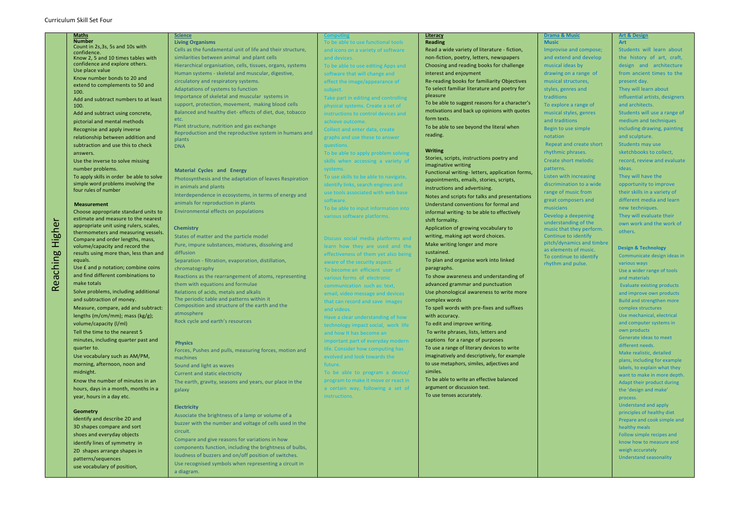# Curriculum Skill Set Four

## Reaching Higher

### Maths

**Number**

Count in 2s,3s, 5s and 10s with confidence.
Know 2, 5 and 10 times tables with confidence and explore others.
Use place value
Know number bonds to 20 and extend to complements to 50 and 100.
Add and subtract numbers to at least 100.
Add and subtract using concrete, pictorial and mental methods
Recognise and apply inverse relationship between addition and subtraction and use this to check answers.
Use the inverse to solve missing number problems.
To apply skills in order be able to solve simple word problems involving the four rules of number

**Measurement**

Choose appropriate standard units to estimate and measure to the nearest appropriate unit using rulers, scales, thermometers and measuring vessels.
Compare and order lengths, mass, volume/capacity and record the results using more than, less than and equals.
Use £ and p notation; combine coins and find different combinations to make totals
Solve problems, including additional and subtraction of money.
Measure, compare, add and subtract: lengths (m/cm/mm); mass (kg/g); volume/capacity (l/ml)
Tell the time to the nearest 5 minutes, including quarter past and quarter to.
Use vocabulary such as AM/PM, morning, afternoon, noon and midnight.
Know the number of minutes in an hours, days in a month, months in a year, hours in a day etc.

**Geometry**

identify and describe 2D and 3D shapes compare and sort shoes and everyday objects
identify lines of symmetry in 2D shapes arrange shapes in patterns/sequences
use vocabulary of position,

### Science

**Living Organisms**

Cells as the fundamental unit of life and their structure, similarities between animal and plant cells
Hierarchical organisation, cells, tissues, organs, systems
Human systems - skeletal and muscular, digestive, circulatory and respiratory systems.
Adaptations of systems to function
Importance of skeletal and muscular systems in support, protection, movement, making blood cells
Balanced and healthy diet- effects of diet, due, tobacco etc.
Plant structure, nutrition and gas exchange
Reproduction and the reproductive system in humans and plants
DNA

**Material Cycles and Energy**

Photosynthesis and the adaptation of leaves Respiration in animals and plants
Interdependence in ecosystems, in terms of energy and animals for reproduction in plants
Environmental effects on populations

**Chemistry**

States of matter and the particle model
Pure, impure substances, mixtures, dissolving and diffusion
Separation - filtration, evaporation, distillation, chromatography
Reactions as the rearrangement of atoms, representing them with equations and formulae
Relations of acids, metals and alkalis
The periodic table and patterns within it
Composition and structure of the earth and the atmosphere
Rock cycle and earth's resources

**Physics**

Forces, Pushes and pulls, measuring forces, motion and machines
Sound and light as waves
Current and static electricity
The earth, gravity, seasons and years, our place in the galaxy

**Electricity**

Associate the brightness of a lamp or volume of a buzzer with the number and voltage of cells used in the circuit.
Compare and give reasons for variations in how components function, including the brightness of bulbs, loudness of buzzers and on/off position of switches.
Use recognised symbols when representing a circuit in a diagram.

### Computing

To be able to use functional tools and icons on a variety of software and devices.
To be able to use editing Apps and software that will change and effect the image/appearance of subject.
Take part in editing and controlling physical systems. Create a set of instructions to control devices and achieve outcome.
Collect and enter data, create graphs and use these to answer questions.
To be able to apply problem solving skills when accessing a variety of systems.
To use skills to be able to navigate, identify links, search engines and use tools associated with web base software.
To be able to input information into various software platforms.

Discuss social media platforms and learn how they are used and the effectiveness of them yet also being aware of the security aspect.
To become an efficient user of various forms of electronic communication such as: text, email, video message and devices that can record and save images and videos.
Have a clear understanding of how technology impact social, work life and how It has become an important part of everyday modern life. Consider how computing has evolved and look towards the future.
To be able to program a device/ program to make it move or react in a certain way, following a set of instructions.

### Literacy

**Reading**

Read a wide variety of literature - fiction, non-fiction, poetry, letters, newspapers
Choosing and reading books for challenge interest and enjoyment
Re-reading books for familiarity Objectives
To select familiar literature and poetry for pleasure
To be able to suggest reasons for a character's motivations and back up opinions with quotes form texts.
To be able to see beyond the literal when reading.

**Writing**

Stories, scripts, instructions poetry and imaginative writing
Functional writing- letters, application forms, appointments, emails, stories, scripts, instructions and advertising.
Notes and scripts for talks and presentations
Understand conventions for formal and informal writing- to be able to effectively shift formality.
Application of growing vocabulary to writing, making apt word choices.
Make writing longer and more sustained.
To plan and organise work into linked paragraphs.
To show awareness and understanding of advanced grammar and punctuation
Use phonological awareness to write more complex words
To spell words with pre-fixes and suffixes with accuracy.
To edit and improve writing.
To write phrases, lists, letters and captions for a range of purposes
To use a range of literary devices to write imaginatively and descriptively, for example to use metaphors, similes, adjectives and similes.
To be able to write an effective balanced argument or discussion text.
To use tenses accurately.

### Drama & Music

**Music**

Improvise and compose; and extend and develop musical ideas by drawing on a range of musical structures, styles, genres and traditions
To explore a range of musical styles, genres and traditions
Begin to use simple notation
Repeat and create short rhythmic phrases.
Create short melodic patterns.
Listen with increasing discrimination to a wide range of music from great composers and musicians
Develop a deepening understanding of the music that they perform.
Continue to identify pitch/dynamics and timbre as elements of music.
To continue to identify rhythm and pulse.

### Art & Design

**Art**

Students will learn about the history of art, craft, design and architecture from ancient times to the present day.
They will learn about influential artists, designers and architects.
Students will use a range of medium and techniques including drawing, painting and sculpture.
Students may use sketchbooks to collect, record, review and evaluate ideas.
They will have the opportunity to improve their skills in a variety of different media and learn new techniques.
They will evaluate their own work and the work of others.

**Design & Technology**

Communicate design ideas in various ways
Use a wider range of tools and materials
Evaluate existing products and improve own products
Build and strengthen more complex structures
Use mechanical, electrical and computer systems in own products
Generate ideas to meet different needs.
Make realistic, detailed plans, including for example labels, to explain what they want to make in more depth.
Adapt their product during the 'design and make' process.
Understand and apply principles of healthy diet
Prepare and cook simple and healthy meals
Follow simple recipes and know how to measure and weigh accurately
Understand seasonality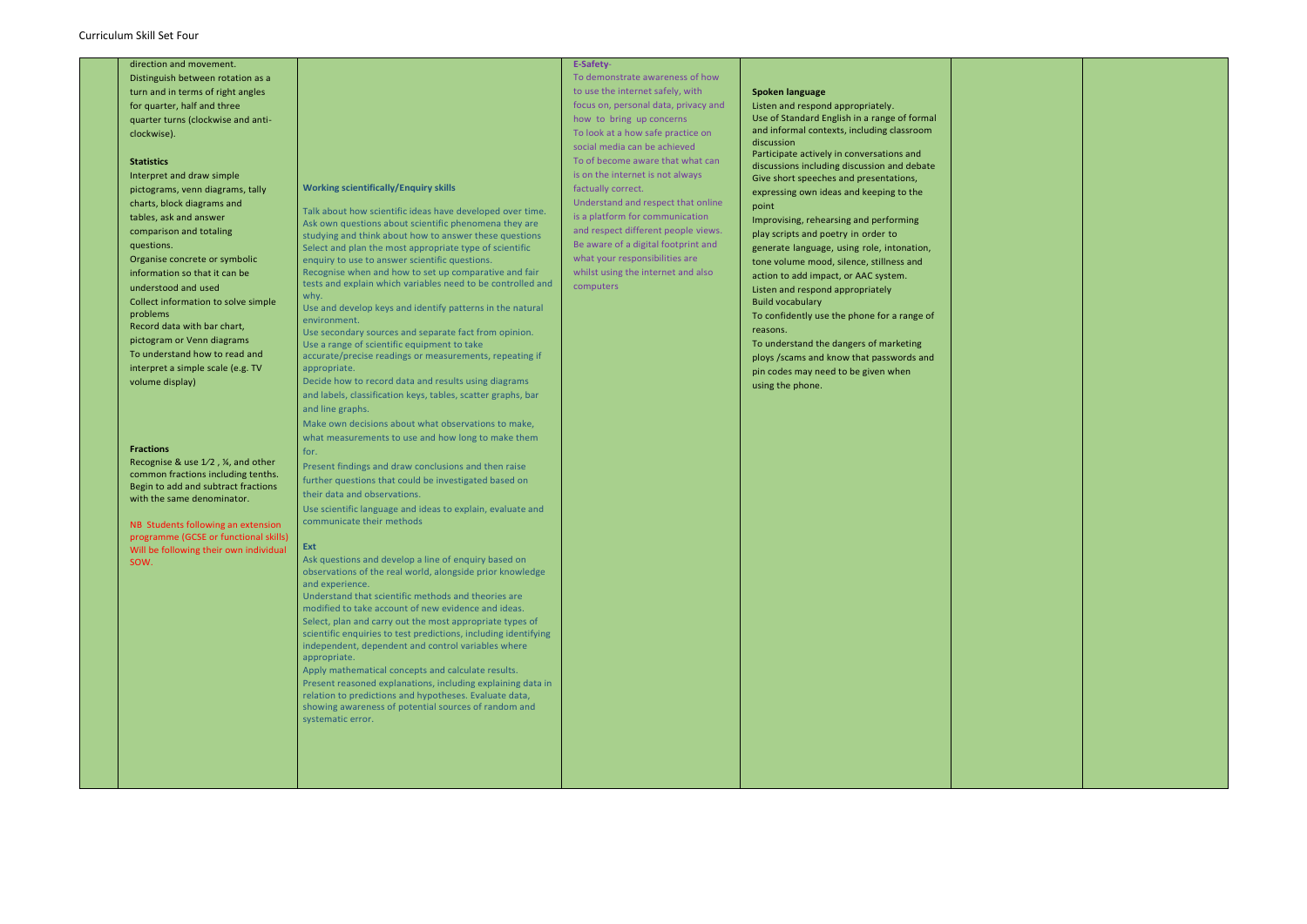Curriculum Skill Set Four

| | | | | | | |
|---|---|---|---|---|---|---|
| | direction and movement.<br>Distinguish between rotation as a turn and in terms of right angles for quarter, half and three quarter turns (clockwise and anti-clockwise).<br><br>**Statistics**<br>Interpret and draw simple pictograms, venn diagrams, tally charts, block diagrams and tables, ask and answer comparison and totaling questions.<br>Organise concrete or symbolic information so that it can be understood and used<br>Collect information to solve simple problems<br>Record data with bar chart, pictogram or Venn diagrams<br>To understand how to read and interpret a simple scale (e.g. TV volume display)<br><br>**Fractions**<br>Recognise & use 1⁄2 , ¼, and other common fractions including tenths.<br>Begin to add and subtract fractions with the same denominator.<br><br>NB Students following an extension programme (GCSE or functional skills) Will be following their own individual SOW. | **Working scientifically/Enquiry skills**<br><br>Talk about how scientific ideas have developed over time.<br>Ask own questions about scientific phenomena they are studying and think about how to answer these questions<br>Select and plan the most appropriate type of scientific enquiry to use to answer scientific questions.<br>Recognise when and how to set up comparative and fair tests and explain which variables need to be controlled and why.<br>Use and develop keys and identify patterns in the natural environment.<br>Use secondary sources and separate fact from opinion.<br>Use a range of scientific equipment to take accurate/precise readings or measurements, repeating if appropriate.<br>Decide how to record data and results using diagrams and labels, classification keys, tables, scatter graphs, bar and line graphs.<br>Make own decisions about what observations to make, what measurements to use and how long to make them for.<br>Present findings and draw conclusions and then raise further questions that could be investigated based on their data and observations.<br>Use scientific language and ideas to explain, evaluate and communicate their methods<br><br>**Ext**<br>Ask questions and develop a line of enquiry based on observations of the real world, alongside prior knowledge and experience.<br>Understand that scientific methods and theories are modified to take account of new evidence and ideas.<br>Select, plan and carry out the most appropriate types of scientific enquiries to test predictions, including identifying independent, dependent and control variables where appropriate.<br>Apply mathematical concepts and calculate results.<br>Present reasoned explanations, including explaining data in relation to predictions and hypotheses. Evaluate data, showing awareness of potential sources of random and systematic error. | **E-Safety-**<br>To demonstrate awareness of how to use the internet safely, with focus on, personal data, privacy and how to bring up concerns<br>To look at a how safe practice on social media can be achieved<br>To of become aware that what can is on the internet is not always factually correct.<br>Understand and respect that online is a platform for communication and respect different people views.<br>Be aware of a digital footprint and what your responsibilities are whilst using the internet and also computers | **Spoken language**<br>Listen and respond appropriately.<br>Use of Standard English in a range of formal and informal contexts, including classroom discussion<br>Participate actively in conversations and discussions including discussion and debate<br>Give short speeches and presentations, expressing own ideas and keeping to the point<br>Improvising, rehearsing and performing play scripts and poetry in order to generate language, using role, intonation, tone volume mood, silence, stillness and action to add impact, or AAC system.<br>Listen and respond appropriately<br>Build vocabulary<br>To confidently use the phone for a range of reasons.<br>To understand the dangers of marketing ploys /scams and know that passwords and pin codes may need to be given when using the phone. | | |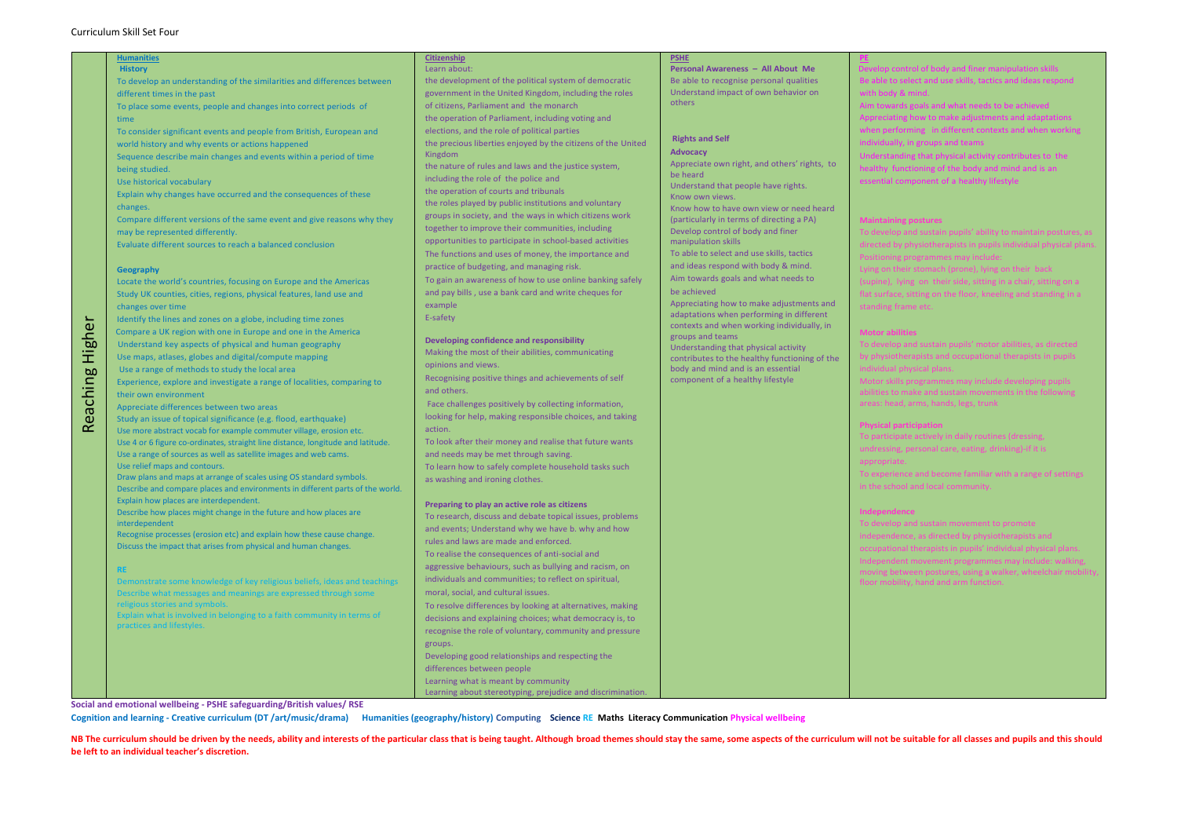Curriculum Skill Set Four

# Reaching Higher

## Humanities

### History

To develop an understanding of the similarities and differences between different times in the past
To place some events, people and changes into correct periods of time
To consider significant events and people from British, European and world history and why events or actions happened
Sequence describe main changes and events within a period of time being studied.
Use historical vocabulary
Explain why changes have occurred and the consequences of these changes.
Compare different versions of the same event and give reasons why they may be represented differently.
Evaluate different sources to reach a balanced conclusion

### Geography

Locate the world's countries, focusing on Europe and the Americas
Study UK counties, cities, regions, physical features, land use and changes over time
Identify the lines and zones on a globe, including time zones
Compare a UK region with one in Europe and one in the America
Understand key aspects of physical and human geography
Use maps, atlases, globes and digital/compute mapping
Use a range of methods to study the local area
Experience, explore and investigate a range of localities, comparing to their own environment
Appreciate differences between two areas
Study an issue of topical significance (e.g. flood, earthquake)
Use more abstract vocab for example commuter village, erosion etc.
Use 4 or 6 figure co-ordinates, straight line distance, longitude and latitude.
Use a range of sources as well as satellite images and web cams.
Use relief maps and contours.
Draw plans and maps at arrange of scales using OS standard symbols.
Describe and compare places and environments in different parts of the world.
Explain how places are interdependent.
Describe how places might change in the future and how places are interdependent
Recognise processes (erosion etc) and explain how these cause change.
Discuss the impact that arises from physical and human changes.

### RE

Demonstrate some knowledge of key religious beliefs, ideas and teachings
Describe what messages and meanings are expressed through some religious stories and symbols.
Explain what is involved in belonging to a faith community in terms of practices and lifestyles.

## Citizenship

Learn about:
the development of the political system of democratic government in the United Kingdom, including the roles of citizens, Parliament and the monarch
the operation of Parliament, including voting and elections, and the role of political parties
the precious liberties enjoyed by the citizens of the United Kingdom
the nature of rules and laws and the justice system, including the role of the police and
the operation of courts and tribunals
the roles played by public institutions and voluntary groups in society, and the ways in which citizens work together to improve their communities, including opportunities to participate in school-based activities
The functions and uses of money, the importance and practice of budgeting, and managing risk.
To gain an awareness of how to use online banking safely and pay bills , use a bank card and write cheques for example
E-safety

### Developing confidence and responsibility

Making the most of their abilities, communicating opinions and views.
Recognising positive things and achievements of self and others.
Face challenges positively by collecting information, looking for help, making responsible choices, and taking action.
To look after their money and realise that future wants and needs may be met through saving.
To learn how to safely complete household tasks such as washing and ironing clothes.

### Preparing to play an active role as citizens

To research, discuss and debate topical issues, problems and events; Understand why we have b. why and how rules and laws are made and enforced.
To realise the consequences of anti-social and aggressive behaviours, such as bullying and racism, on individuals and communities; to reflect on spiritual, moral, social, and cultural issues.
To resolve differences by looking at alternatives, making decisions and explaining choices; what democracy is, to recognise the role of voluntary, community and pressure groups.
Developing good relationships and respecting the differences between people
Learning what is meant by community
Learning about stereotyping, prejudice and discrimination.

## PSHE

### Personal Awareness – All About Me

Be able to recognise personal qualities
Understand impact of own behavior on others

### Rights and Self Advocacy

Appreciate own right, and others' rights, to be heard
Understand that people have rights.
Know own views.
Know how to have own view or need heard (particularly in terms of directing a PA)
Develop control of body and finer manipulation skills
To able to select and use skills, tactics and ideas respond with body & mind.
Aim towards goals and what needs to be achieved
Appreciating how to make adjustments and adaptations when performing in different contexts and when working individually, in groups and teams
Understanding that physical activity contributes to the healthy functioning of the body and mind and is an essential component of a healthy lifestyle

## PE

Develop control of body and finer manipulation skills
Be able to select and use skills, tactics and ideas respond with body & mind.
Aim towards goals and what needs to be achieved
Appreciating how to make adjustments and adaptations when performing in different contexts and when working individually, in groups and teams
Understanding that physical activity contributes to the healthy functioning of the body and mind and is an essential component of a healthy lifestyle

### Maintaining postures

To develop and sustain pupils' ability to maintain postures, as directed by physiotherapists in pupils individual physical plans.
Positioning programmes may include:
Lying on their stomach (prone), lying on their back (supine), lying on their side, sitting in a chair, sitting on a flat surface, sitting on the floor, kneeling and standing in a standing frame etc.

### Motor abilities

To develop and sustain pupils' motor abilities, as directed by physiotherapists and occupational therapists in pupils individual physical plans.
Motor skills programmes may include developing pupils abilities to make and sustain movements in the following areas: head, arms, hands, legs, trunk

### Physical participation

To participate actively in daily routines (dressing, undressing, personal care, eating, drinking)-if it is appropriate.
To experience and become familiar with a range of settings in the school and local community.

### Independence

To develop and sustain movement to promote independence, as directed by physiotherapists and occupational therapists in pupils' individual physical plans.
Independent movement programmes may include: walking, moving between postures, using a walker, wheelchair mobility, floor mobility, hand and arm function.

---

**Social and emotional wellbeing - PSHE safeguarding/British values/ RSE**

**Cognition and learning - Creative curriculum (DT /art/music/drama) Humanities (geography/history) Computing Science RE Maths Literacy Communication Physical wellbeing**

**NB The curriculum should be driven by the needs, ability and interests of the particular class that is being taught. Although broad themes should stay the same, some aspects of the curriculum will not be suitable for all classes and pupils and this should be left to an individual teacher's discretion.**